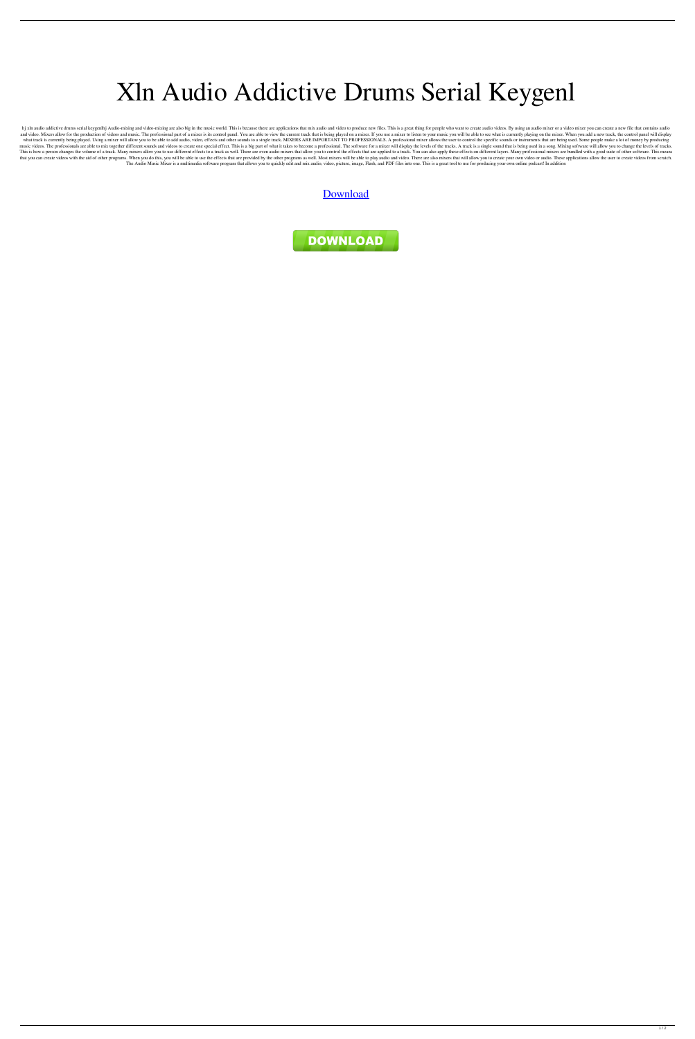# Xln Audio Addictive Drums Serial Keygenl

hj xln audio addictive drums serial keygenlhj Audio-mixing and video-mixing are also big in the music world. This is because there are applications that mix audio and video to produce new files. This is a great thing for people who want to create audio videos. By using an audio mixer or a video mixer you can create a new file that contains audio and video. Mixers allow for the production of videos and music. The professional part of a mixer is its control panel. You are able to view the current track that is being played on a mixer. If you use a mixer to listen to your music you will be able to see what is currently playing on the mixer. When you add a new track, the control panel will display what track is currently being played. Using a mixer will allow you to be able to add audio, video, effects and other sounds to a single track. MIXERS ARE IMPORTANT TO PROFESSIONALS. A professional mixer allows the user to control the specific sounds or instruments that are being used. Some people make a lot of money by producing music videos. The professionals are able to mix together different sounds and videos to create one special effect. This is a big part of what it takes to become a professional. The software for a mixer will display the levels of the tracks. A track is a single sound that is being used in a song. Mixing software will allow you to change the levels of tracks. This is how a person changes the volume of a track. Many mixers allow you to use different effects to a track as well. There are even audio mixers that allow you to control the effects that are applied to a track. You can also apply these effects on different layers. Many professional mixers are bundled with a good suite of other software. This means that you can create videos with the aid of other programs. When you do this, you will be able to use the effects that are provided by the other programs as well. Most mixers will be able to play audio and video. There are also mixers that will allow you to create your own video or audio. These applications allow the user to create videos from scratch. The Audio Music Mixer is a multimedia software program that allows you to quickly edit and mix audio, video, picture, image, Flash, and PDF files into one. This is a great tool to use for producing your own online podcast! In addition

[Download](#)

DOWNLOAD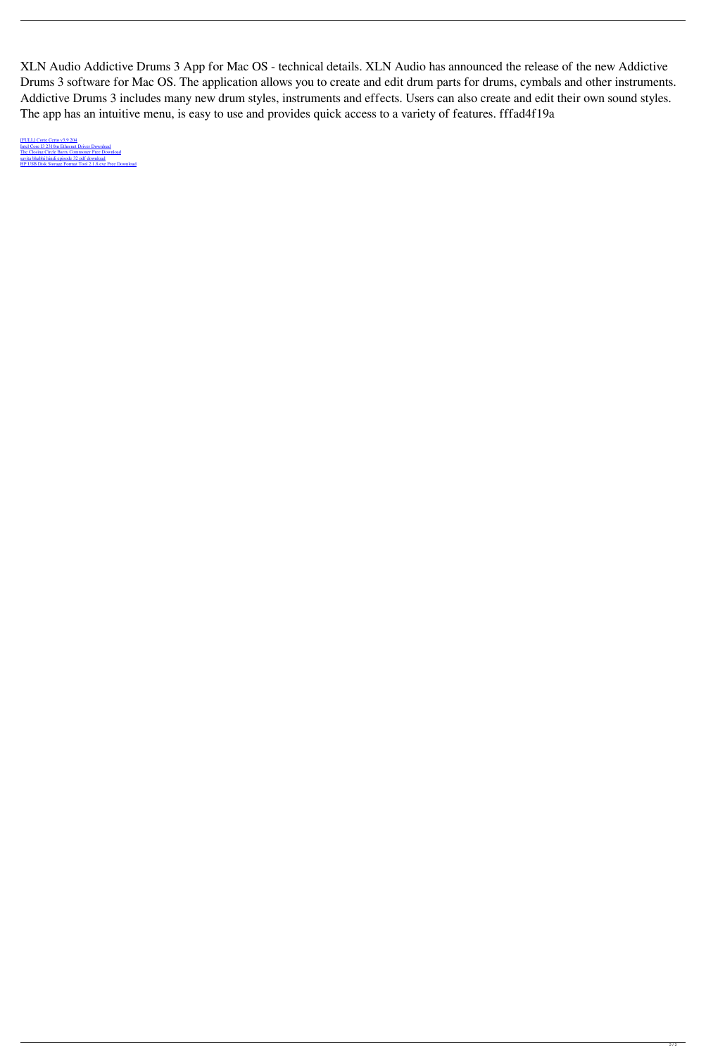XLN Audio Addictive Drums 3 App for Mac OS - technical details. XLN Audio has announced the release of the new Addictive Drums 3 software for Mac OS. The application allows you to create and edit drum parts for drums, cymbals and other instruments. Addictive Drums 3 includes many new drum styles, instruments and effects. Users can also create and edit their own sound styles. The app has an intuitive menu, is easy to use and provides quick access to a variety of features. fffad4f19a

[FULL] Corte Certo v3.9 204
Intel Core I3 2310m Ethernet Driver Download
The Closing Circle Barry Commoner Free Download
savita bhabhi hindi episode 32 pdf download
HP USB Disk Storage Format Tool 2.1.8.exe Free Download